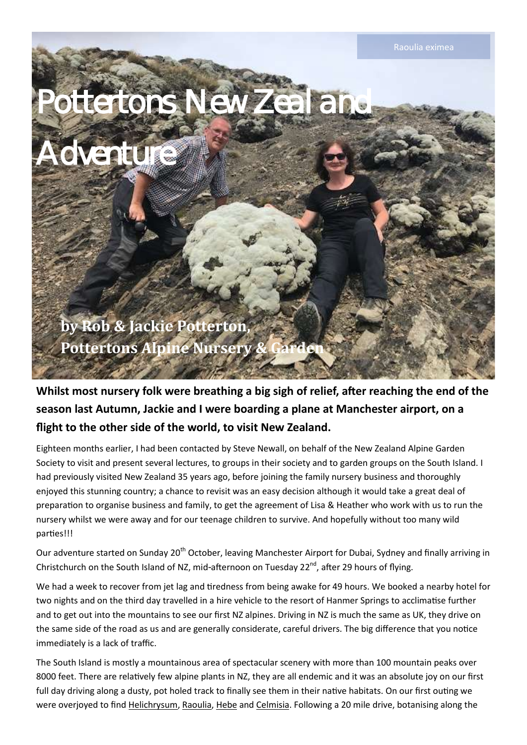Raoulia eximea

# Pottertons New Zealand Adventure

**by Rob & Jackie Potterton, Pottertons Alpine Nursery & Garden**

**Whilst most nursery folk were breathing a big sigh of relief, after reaching the end of the season last Autumn, Jackie and I were boarding a plane at Manchester airport, on a flight to the other side of the world, to visit New Zealand.**

Eighteen months earlier, I had been contacted by Steve Newall, on behalf of the New Zealand Alpine Garden Society to visit and present several lectures, to groups in their society and to garden groups on the South Island. I had previously visited New Zealand 35 years ago, before joining the family nursery business and thoroughly enjoyed this stunning country; a chance to revisit was an easy decision although it would take a great deal of preparation to organise business and family, to get the agreement of Lisa & Heather who work with us to run the nursery whilst we were away and for our teenage children to survive. And hopefully without too many wild parties!!!

Our adventure started on Sunday 20th October, leaving Manchester Airport for Dubai, Sydney and finally arriving in Christchurch on the South Island of NZ, mid-afternoon on Tuesday 22nd, after 29 hours of flying.

We had a week to recover from jet lag and tiredness from being awake for 49 hours. We booked a nearby hotel for two nights and on the third day travelled in a hire vehicle to the resort of Hanmer Springs to acclimatise further and to get out into the mountains to see our first NZ alpines. Driving in NZ is much the same as UK, they drive on the same side of the road as us and are generally considerate, careful drivers. The big difference that you notice immediately is a lack of traffic.

The South Island is mostly a mountainous area of spectacular scenery with more than 100 mountain peaks over 8000 feet. There are relatively few alpine plants in NZ, they are all endemic and it was an absolute joy on our first full day driving along a dusty, pot holed track to finally see them in their native habitats. On our first outing we were overjoyed to find Helichrysum, Raoulia, Hebe and Celmisia. Following a 20 mile drive, botanising along the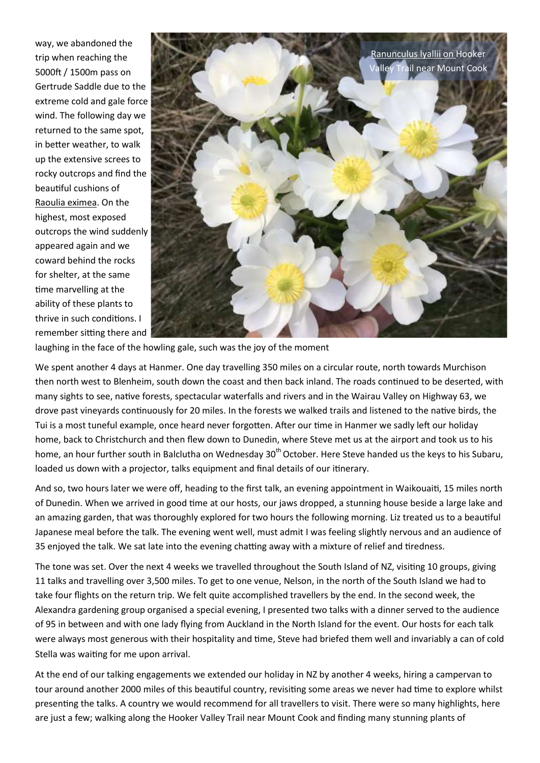way, we abandoned the trip when reaching the 5000ft / 1500m pass on Gertrude Saddle due to the extreme cold and gale force wind. The following day we returned to the same spot, in better weather, to walk up the extensive screes to rocky outcrops and find the beautiful cushions of Raoulia eximea. On the highest, most exposed outcrops the wind suddenly appeared again and we coward behind the rocks for shelter, at the same time marvelling at the ability of these plants to thrive in such conditions. I remember sitting there and laughing in the face of the howling gale, such was the joy of the moment

Ranunculus lyallii on Hooker Valley Trail near Mount Cook

We spent another 4 days at Hanmer. One day travelling 350 miles on a circular route, north towards Murchison then north west to Blenheim, south down the coast and then back inland. The roads continued to be deserted, with many sights to see, native forests, spectacular waterfalls and rivers and in the Wairau Valley on Highway 63, we drove past vineyards continuously for 20 miles. In the forests we walked trails and listened to the native birds, the Tui is a most tuneful example, once heard never forgotten. After our time in Hanmer we sadly left our holiday home, back to Christchurch and then flew down to Dunedin, where Steve met us at the airport and took us to his home, an hour further south in Balclutha on Wednesday 30th October. Here Steve handed us the keys to his Subaru, loaded us down with a projector, talks equipment and final details of our itinerary.

And so, two hours later we were off, heading to the first talk, an evening appointment in Waikouaiti, 15 miles north of Dunedin. When we arrived in good time at our hosts, our jaws dropped, a stunning house beside a large lake and an amazing garden, that was thoroughly explored for two hours the following morning. Liz treated us to a beautiful Japanese meal before the talk. The evening went well, must admit I was feeling slightly nervous and an audience of 35 enjoyed the talk. We sat late into the evening chatting away with a mixture of relief and tiredness.

The tone was set. Over the next 4 weeks we travelled throughout the South Island of NZ, visiting 10 groups, giving 11 talks and travelling over 3,500 miles. To get to one venue, Nelson, in the north of the South Island we had to take four flights on the return trip. We felt quite accomplished travellers by the end. In the second week, the Alexandra gardening group organised a special evening, I presented two talks with a dinner served to the audience of 95 in between and with one lady flying from Auckland in the North Island for the event. Our hosts for each talk were always most generous with their hospitality and time, Steve had briefed them well and invariably a can of cold Stella was waiting for me upon arrival.

At the end of our talking engagements we extended our holiday in NZ by another 4 weeks, hiring a campervan to tour around another 2000 miles of this beautiful country, revisiting some areas we never had time to explore whilst presenting the talks. A country we would recommend for all travellers to visit. There were so many highlights, here are just a few; walking along the Hooker Valley Trail near Mount Cook and finding many stunning plants of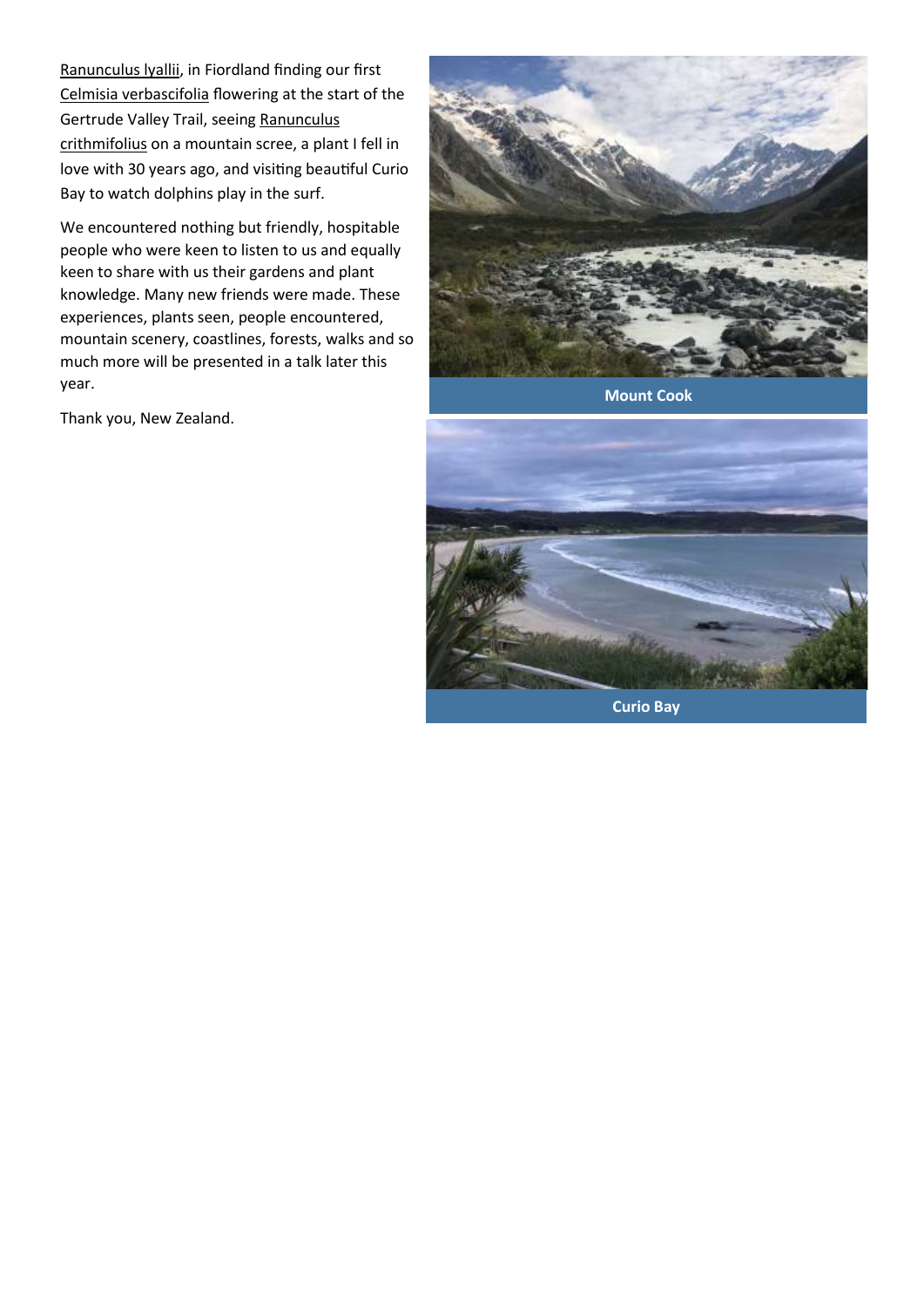Ranunculus lyallii, in Fiordland finding our first Celmisia verbascifolia flowering at the start of the Gertrude Valley Trail, seeing Ranunculus crithmifolius on a mountain scree, a plant I fell in love with 30 years ago, and visiting beautiful Curio Bay to watch dolphins play in the surf.

We encountered nothing but friendly, hospitable people who were keen to listen to us and equally keen to share with us their gardens and plant knowledge. Many new friends were made. These experiences, plants seen, people encountered, mountain scenery, coastlines, forests, walks and so much more will be presented in a talk later this year.

Thank you, New Zealand.

**Mount Cook**

**Curio Bay**